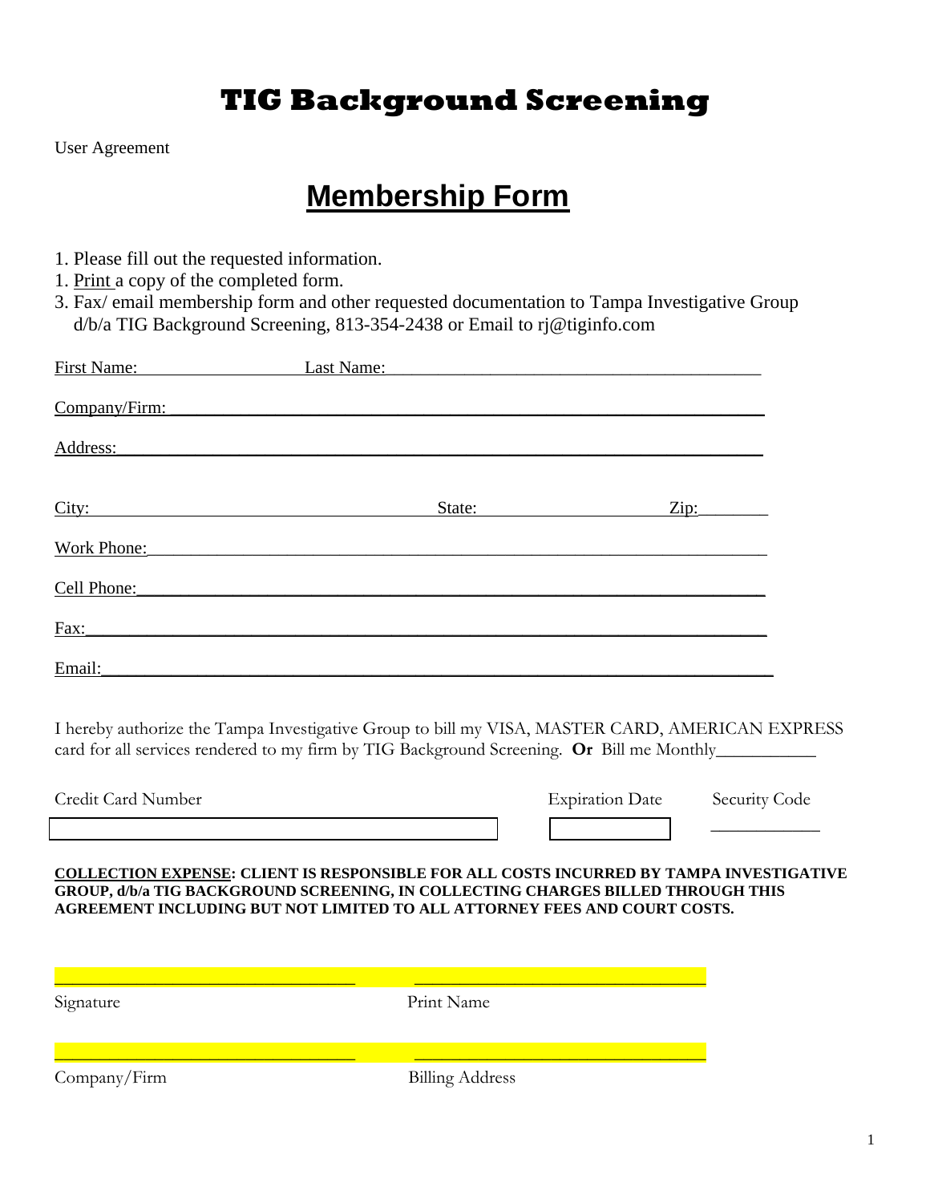# TIG Background Screening

User Agreement

## Membership Form

1. Please fill out the requested information.
1. Print a copy of the completed form.
3. Fax/ email membership form and other requested documentation to Tampa Investigative Group d/b/a TIG Background Screening, 813-354-2438 or Email to rj@tiginfo.com

First Name: ____________________ Last Name: ____________________________________________

Company/Firm: ____________________________________________________________________

Address: _________________________________________________________________________

City: ______________________________________ State: ____________________ Zip: ________

Work Phone: ______________________________________________________________________

Cell Phone: _______________________________________________________________________

Fax: _____________________________________________________________________________

Email: ___________________________________________________________________________

I hereby authorize the Tampa Investigative Group to bill my VISA, MASTER CARD, AMERICAN EXPRESS card for all services rendered to my firm by TIG Background Screening. **Or** Bill me Monthly___________

| Credit Card Number | Expiration Date | Security Code |
|---|---|---|
| | | ____________ |

**COLLECTION EXPENSE: CLIENT IS RESPONSIBLE FOR ALL COSTS INCURRED BY TAMPA INVESTIGATIVE GROUP, d/b/a TIG BACKGROUND SCREENING, IN COLLECTING CHARGES BILLED THROUGH THIS AGREEMENT INCLUDING BUT NOT LIMITED TO ALL ATTORNEY FEES AND COURT COSTS.**

__________________________________ __________________________________

Signature Print Name

__________________________________ __________________________________

Company/Firm Billing Address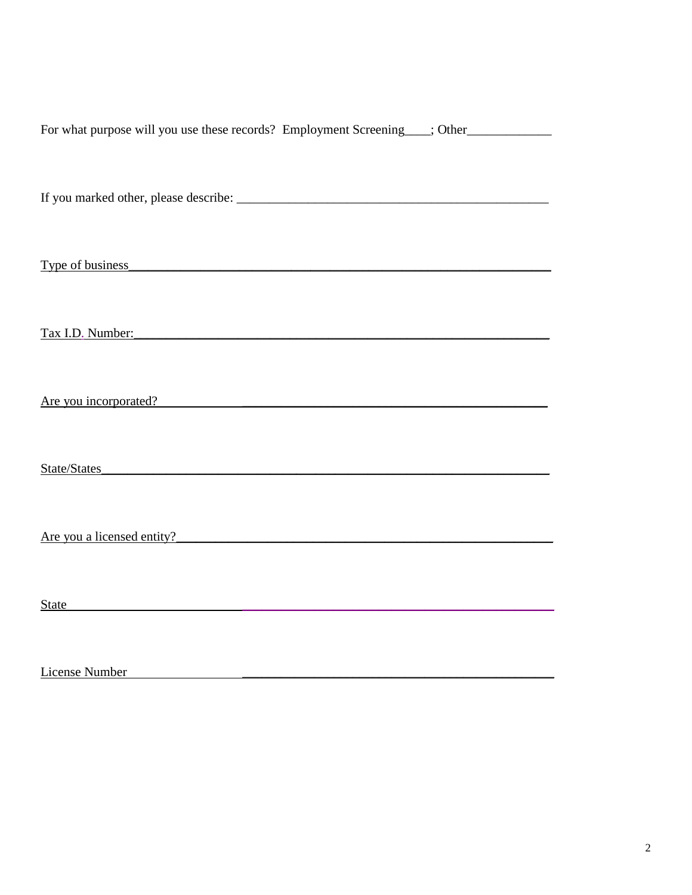For what purpose will you use these records?  Employment Screening____; Other_____________

If you marked other, please describe: ________________________________________________

Type of business_________________________________________________________________

Tax I.D. Number:_________________________________________________________________

Are you incorporated?______________________________________________________________

State/States______________________________________________________________________

Are you a licensed entity?__________________________________________________________

State____________________________________________________________________________

License Number___________________________________________________________________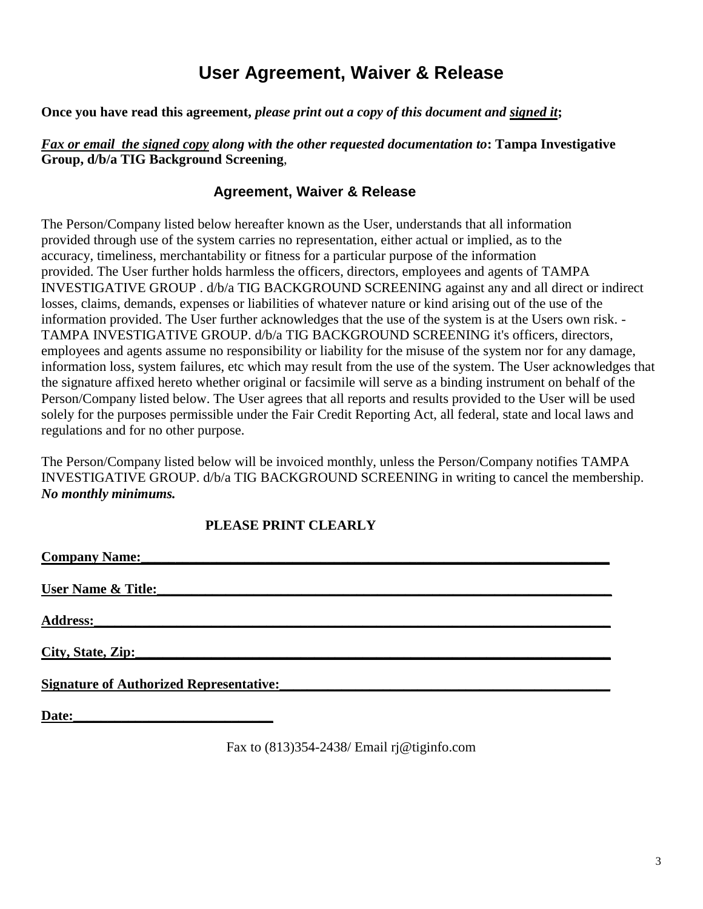# User Agreement, Waiver & Release

**Once you have read this agreement,** ***please print out a copy of this document and <u>signed it</u>*****;**

***<u>Fax or email the signed copy</u> along with the other requested documentation to*****: Tampa Investigative Group, d/b/a TIG Background Screening**,

## Agreement, Waiver & Release

The Person/Company listed below hereafter known as the User, understands that all information provided through use of the system carries no representation, either actual or implied, as to the accuracy, timeliness, merchantability or fitness for a particular purpose of the information provided. The User further holds harmless the officers, directors, employees and agents of TAMPA INVESTIGATIVE GROUP . d/b/a TIG BACKGROUND SCREENING against any and all direct or indirect losses, claims, demands, expenses or liabilities of whatever nature or kind arising out of the use of the information provided. The User further acknowledges that the use of the system is at the Users own risk. - TAMPA INVESTIGATIVE GROUP. d/b/a TIG BACKGROUND SCREENING it's officers, directors, employees and agents assume no responsibility or liability for the misuse of the system nor for any damage, information loss, system failures, etc which may result from the use of the system. The User acknowledges that the signature affixed hereto whether original or facsimile will serve as a binding instrument on behalf of the Person/Company listed below. The User agrees that all reports and results provided to the User will be used solely for the purposes permissible under the Fair Credit Reporting Act, all federal, state and local laws and regulations and for no other purpose.

The Person/Company listed below will be invoiced monthly, unless the Person/Company notifies TAMPA INVESTIGATIVE GROUP. d/b/a TIG BACKGROUND SCREENING in writing to cancel the membership. ***No monthly minimums.***

**PLEASE PRINT CLEARLY**

**<u>Company Name:</u>**______________________________________________________________

**<u>User Name & Title:</u>**_____________________________________________________________

**<u>Address:</u>**____________________________________________________________________

**<u>City, State, Zip:</u>**______________________________________________________________

**<u>Signature of Authorized Representative:</u>**_____________________________________________

**<u>Date:</u>**____________________________

Fax to (813)354-2438/ Email rj@tiginfo.com